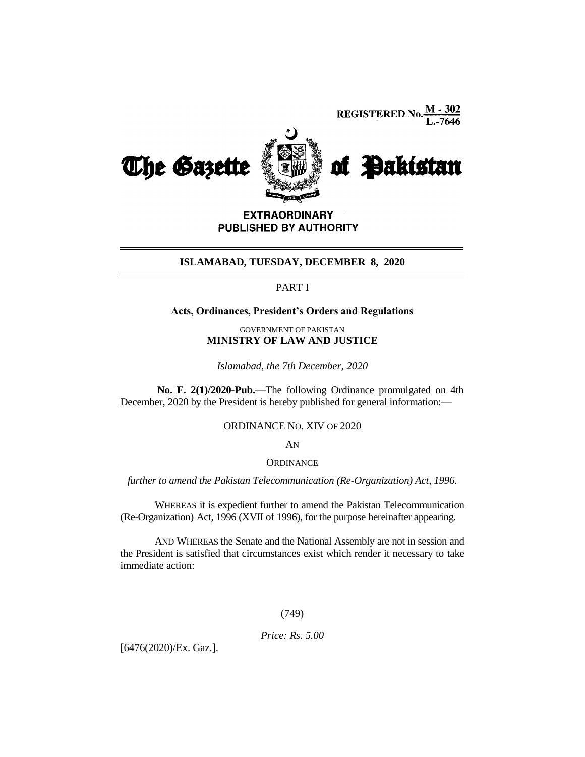REGISTERED No. M - 302 / L.-7646

# The Gazette of Pakistan

**EXTRAORDINARY**
**PUBLISHED BY AUTHORITY**

**ISLAMABAD, TUESDAY, DECEMBER 8, 2020**

PART I

**Acts, Ordinances, President's Orders and Regulations**

GOVERNMENT OF PAKISTAN
**MINISTRY OF LAW AND JUSTICE**

*Islamabad, the 7th December, 2020*

**No. F. 2(1)/2020-Pub.**—The following Ordinance promulgated on 4th December, 2020 by the President is hereby published for general information:—

ORDINANCE NO. XIV OF 2020

AN

ORDINANCE

*further to amend the Pakistan Telecommunication (Re-Organization) Act, 1996.*

WHEREAS it is expedient further to amend the Pakistan Telecommunication (Re-Organization) Act, 1996 (XVII of 1996), for the purpose hereinafter appearing.

AND WHEREAS the Senate and the National Assembly are not in session and the President is satisfied that circumstances exist which render it necessary to take immediate action:

(749)

*Price: Rs. 5.00*

[6476(2020)/Ex. Gaz.].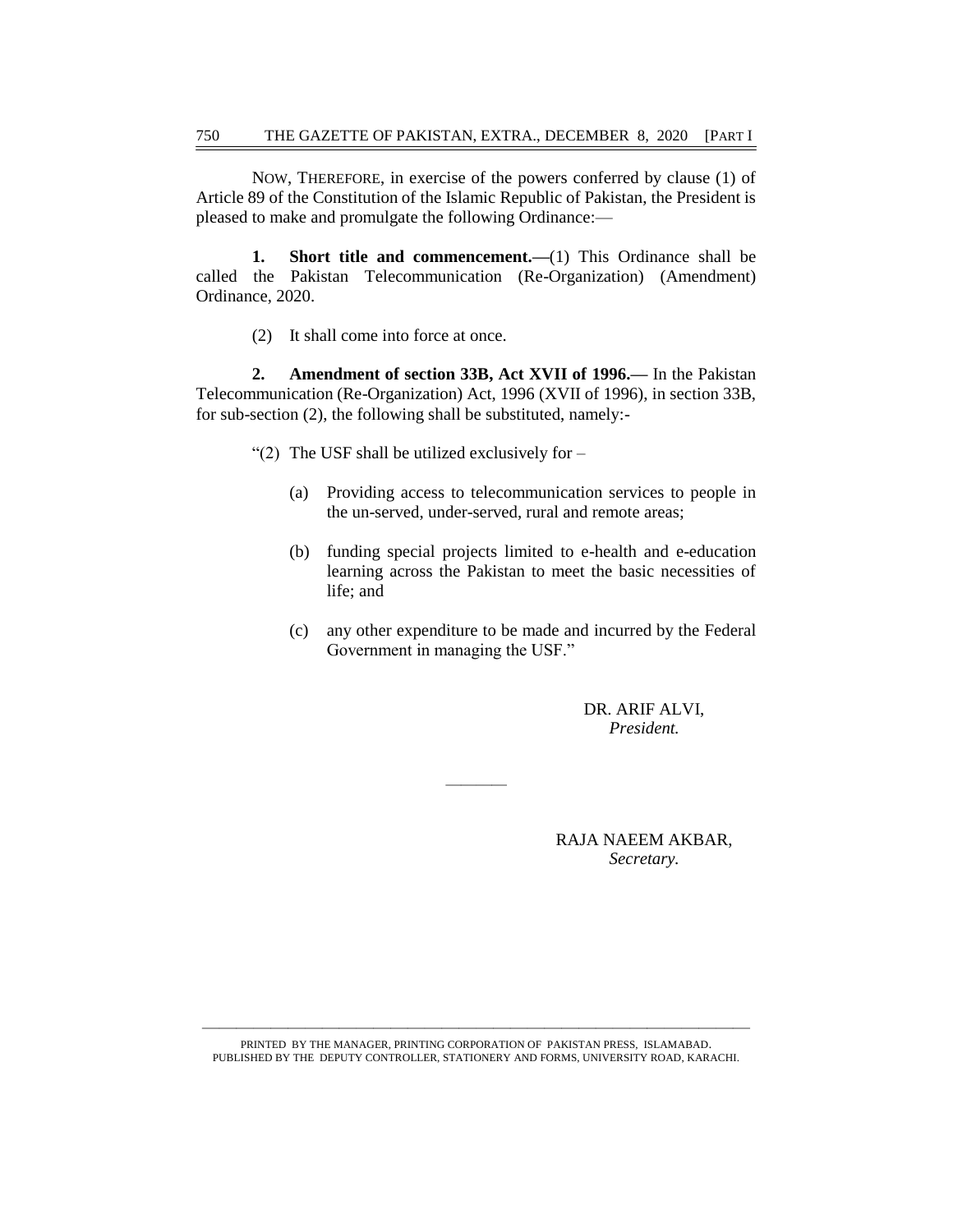NOW, THEREFORE, in exercise of the powers conferred by clause (1) of Article 89 of the Constitution of the Islamic Republic of Pakistan, the President is pleased to make and promulgate the following Ordinance:—

**1. Short title and commencement.—**(1) This Ordinance shall be called the Pakistan Telecommunication (Re-Organization) (Amendment) Ordinance, 2020.

(2) It shall come into force at once.

**2. Amendment of section 33B, Act XVII of 1996.—** In the Pakistan Telecommunication (Re-Organization) Act, 1996 (XVII of 1996), in section 33B, for sub-section (2), the following shall be substituted, namely:-

"(2) The USF shall be utilized exclusively for –

(a) Providing access to telecommunication services to people in the un-served, under-served, rural and remote areas;

(b) funding special projects limited to e-health and e-education learning across the Pakistan to meet the basic necessities of life; and

(c) any other expenditure to be made and incurred by the Federal Government in managing the USF."

DR. ARIF ALVI,
*President.*

———

RAJA NAEEM AKBAR,
*Secretary.*

PRINTED BY THE MANAGER, PRINTING CORPORATION OF PAKISTAN PRESS, ISLAMABAD.
PUBLISHED BY THE DEPUTY CONTROLLER, STATIONERY AND FORMS, UNIVERSITY ROAD, KARACHI.